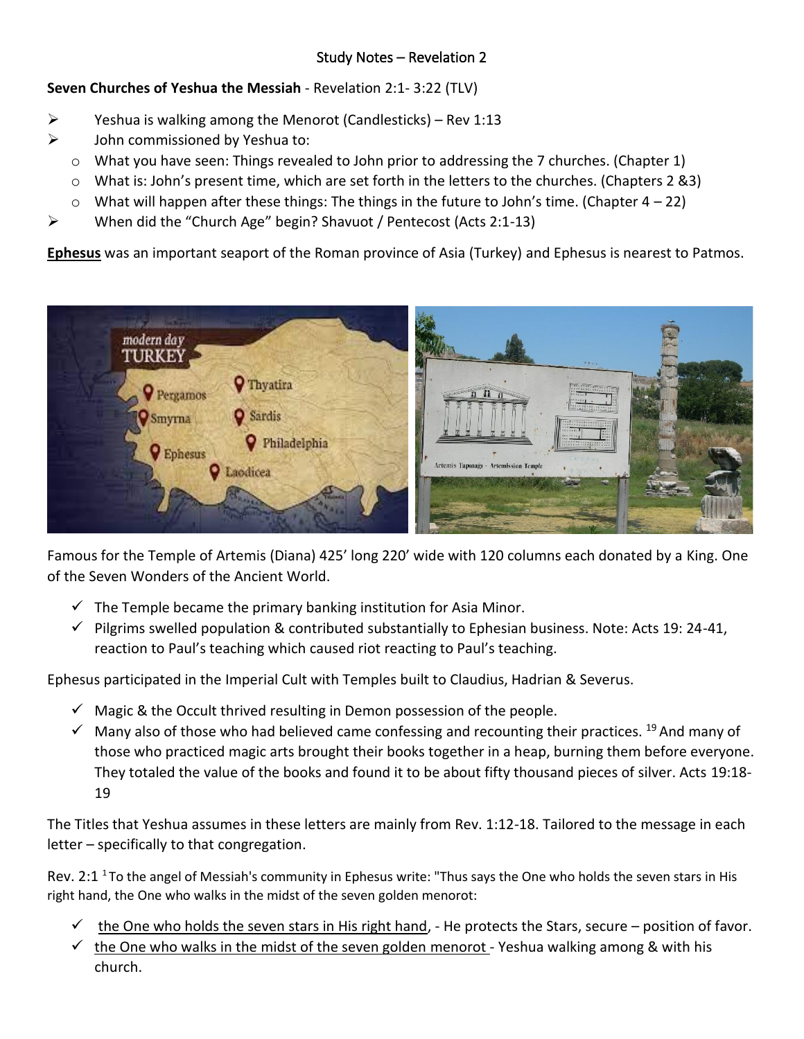Study Notes – Revelation 2

**Seven Churches of Yeshua the Messiah** - Revelation 2:1- 3:22 (TLV)

- Yeshua is walking among the Menorot (Candlesticks) – Rev 1:13
- John commissioned by Yeshua to:
  - What you have seen: Things revealed to John prior to addressing the 7 churches. (Chapter 1)
  - What is: John's present time, which are set forth in the letters to the churches. (Chapters 2 &3)
  - What will happen after these things: The things in the future to John's time. (Chapter 4 – 22)
- When did the "Church Age" begin? Shavuot / Pentecost (Acts 2:1-13)

**<u>Ephesus</u>** was an important seaport of the Roman province of Asia (Turkey) and Ephesus is nearest to Patmos.

Famous for the Temple of Artemis (Diana) 425' long 220' wide with 120 columns each donated by a King. One of the Seven Wonders of the Ancient World.

- ✓ The Temple became the primary banking institution for Asia Minor.
- ✓ Pilgrims swelled population & contributed substantially to Ephesian business. Note: Acts 19: 24-41, reaction to Paul's teaching which caused riot reacting to Paul's teaching.

Ephesus participated in the Imperial Cult with Temples built to Claudius, Hadrian & Severus.

- ✓ Magic & the Occult thrived resulting in Demon possession of the people.
- ✓ Many also of those who had believed came confessing and recounting their practices. [19] And many of those who practiced magic arts brought their books together in a heap, burning them before everyone. They totaled the value of the books and found it to be about fifty thousand pieces of silver. Acts 19:18-19

The Titles that Yeshua assumes in these letters are mainly from Rev. 1:12-18. Tailored to the message in each letter – specifically to that congregation.

Rev. 2:1 [1] To the angel of Messiah's community in Ephesus write: "Thus says the One who holds the seven stars in His right hand, the One who walks in the midst of the seven golden menorot:

- ✓ <u>the One who holds the seven stars in His right hand</u>, - He protects the Stars, secure – position of favor.
- ✓ <u>the One who walks in the midst of the seven golden menorot</u> - Yeshua walking among & with his church.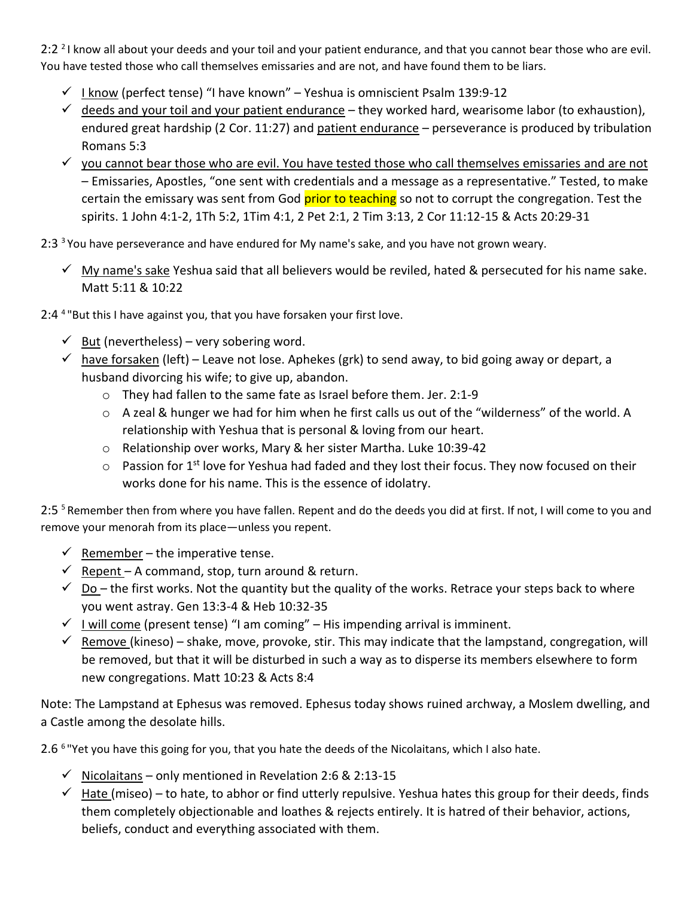2:2 [2] I know all about your deeds and your toil and your patient endurance, and that you cannot bear those who are evil. You have tested those who call themselves emissaries and are not, and have found them to be liars.

- ✓ <u>I know</u> (perfect tense) "I have known" – Yeshua is omniscient Psalm 139:9-12
- ✓ <u>deeds and your toil and your patient endurance</u> – they worked hard, wearisome labor (to exhaustion), endured great hardship (2 Cor. 11:27) and <u>patient endurance</u> – perseverance is produced by tribulation Romans 5:3
- ✓ <u>you cannot bear those who are evil. You have tested those who call themselves emissaries and are not</u> – Emissaries, Apostles, "one sent with credentials and a message as a representative." Tested, to make certain the emissary was sent from God prior to teaching so not to corrupt the congregation. Test the spirits. 1 John 4:1-2, 1Th 5:2, 1Tim 4:1, 2 Pet 2:1, 2 Tim 3:13, 2 Cor 11:12-15 & Acts 20:29-31

2:3 [3] You have perseverance and have endured for My name's sake, and you have not grown weary.

- ✓ <u>My name's sake</u> Yeshua said that all believers would be reviled, hated & persecuted for his name sake. Matt 5:11 & 10:22

2:4 [4] "But this I have against you, that you have forsaken your first love.

- ✓ <u>But</u> (nevertheless) – very sobering word.
- ✓ <u>have forsaken</u> (left) – Leave not lose. Aphekes (grk) to send away, to bid going away or depart, a husband divorcing his wife; to give up, abandon.
  - They had fallen to the same fate as Israel before them. Jer. 2:1-9
  - A zeal & hunger we had for him when he first calls us out of the "wilderness" of the world. A relationship with Yeshua that is personal & loving from our heart.
  - Relationship over works, Mary & her sister Martha. Luke 10:39-42
  - Passion for 1st love for Yeshua had faded and they lost their focus. They now focused on their works done for his name. This is the essence of idolatry.

2:5 [5] Remember then from where you have fallen. Repent and do the deeds you did at first. If not, I will come to you and remove your menorah from its place—unless you repent.

- ✓ <u>Remember</u> – the imperative tense.
- ✓ <u>Repent</u> – A command, stop, turn around & return.
- ✓ <u>Do</u> – the first works. Not the quantity but the quality of the works. Retrace your steps back to where you went astray. Gen 13:3-4 & Heb 10:32-35
- ✓ <u>I will come</u> (present tense) "I am coming" – His impending arrival is imminent.
- ✓ <u>Remove</u> (kineso) – shake, move, provoke, stir. This may indicate that the lampstand, congregation, will be removed, but that it will be disturbed in such a way as to disperse its members elsewhere to form new congregations. Matt 10:23 & Acts 8:4

Note: The Lampstand at Ephesus was removed. Ephesus today shows ruined archway, a Moslem dwelling, and a Castle among the desolate hills.

2.6 [6] "Yet you have this going for you, that you hate the deeds of the Nicolaitans, which I also hate.

- ✓ <u>Nicolaitans</u> – only mentioned in Revelation 2:6 & 2:13-15
- ✓ <u>Hate</u> (miseo) – to hate, to abhor or find utterly repulsive. Yeshua hates this group for their deeds, finds them completely objectionable and loathes & rejects entirely. It is hatred of their behavior, actions, beliefs, conduct and everything associated with them.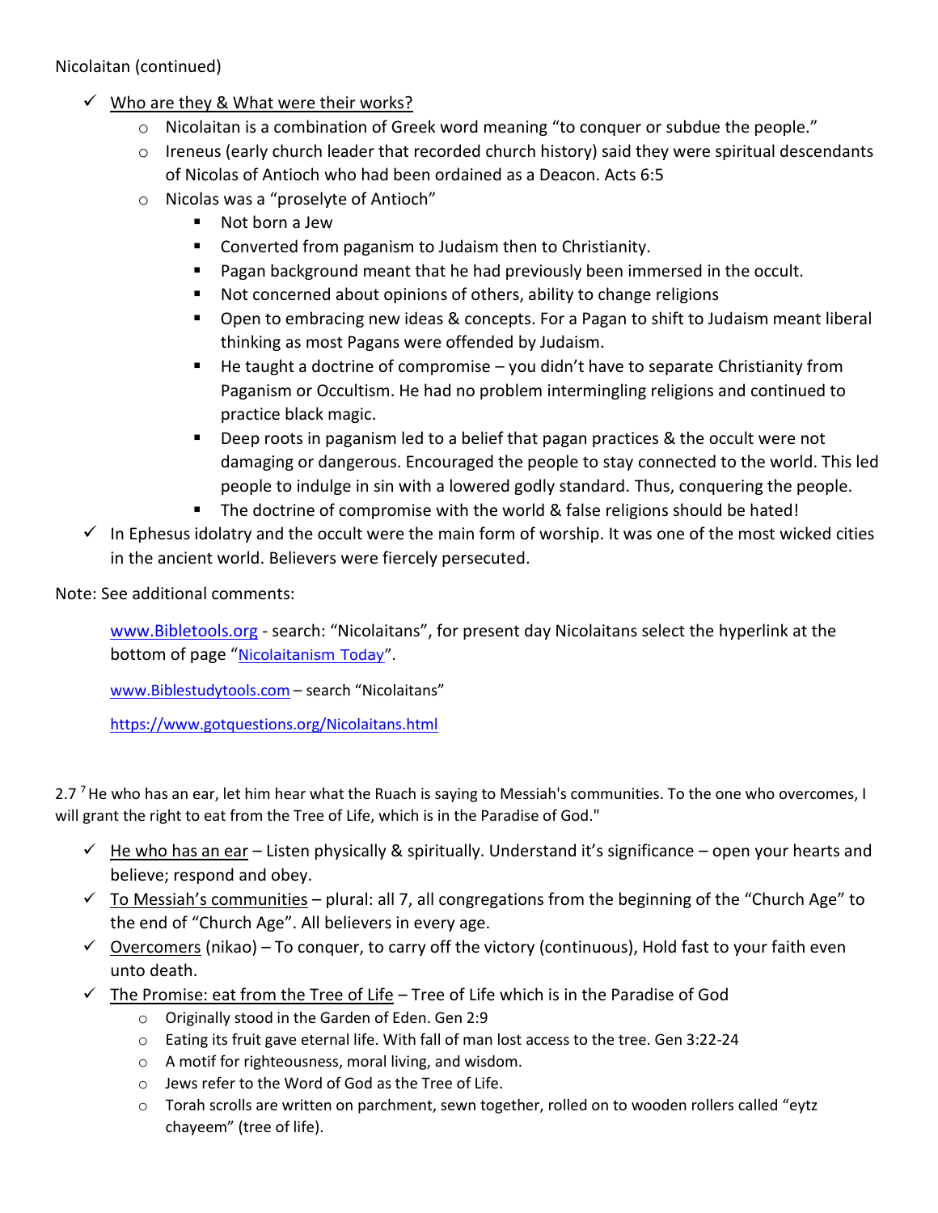Nicolaitan (continued)

- ✓ <u>Who are they & What were their works?</u>
  - Nicolaitan is a combination of Greek word meaning "to conquer or subdue the people."
  - Ireneus (early church leader that recorded church history) said they were spiritual descendants of Nicolas of Antioch who had been ordained as a Deacon. Acts 6:5
  - Nicolas was a "proselyte of Antioch"
    - Not born a Jew
    - Converted from paganism to Judaism then to Christianity.
    - Pagan background meant that he had previously been immersed in the occult.
    - Not concerned about opinions of others, ability to change religions
    - Open to embracing new ideas & concepts. For a Pagan to shift to Judaism meant liberal thinking as most Pagans were offended by Judaism.
    - He taught a doctrine of compromise – you didn't have to separate Christianity from Paganism or Occultism. He had no problem intermingling religions and continued to practice black magic.
    - Deep roots in paganism led to a belief that pagan practices & the occult were not damaging or dangerous. Encouraged the people to stay connected to the world. This led people to indulge in sin with a lowered godly standard. Thus, conquering the people.
    - The doctrine of compromise with the world & false religions should be hated!
- ✓ In Ephesus idolatry and the occult were the main form of worship. It was one of the most wicked cities in the ancient world. Believers were fiercely persecuted.

Note: See additional comments:

> www.Bibletools.org - search: "Nicolaitans", for present day Nicolaitans select the hyperlink at the bottom of page "Nicolaitanism Today".
>
> www.Biblestudytools.com – search "Nicolaitans"
>
> https://www.gotquestions.org/Nicolaitans.html

2.7 [7] He who has an ear, let him hear what the Ruach is saying to Messiah's communities. To the one who overcomes, I will grant the right to eat from the Tree of Life, which is in the Paradise of God."

- ✓ <u>He who has an ear</u> – Listen physically & spiritually. Understand it's significance – open your hearts and believe; respond and obey.
- ✓ <u>To Messiah's communities</u> – plural: all 7, all congregations from the beginning of the "Church Age" to the end of "Church Age". All believers in every age.
- ✓ <u>Overcomers</u> (nikao) – To conquer, to carry off the victory (continuous), Hold fast to your faith even unto death.
- ✓ <u>The Promise: eat from the Tree of Life</u> – Tree of Life which is in the Paradise of God
  - Originally stood in the Garden of Eden. Gen 2:9
  - Eating its fruit gave eternal life. With fall of man lost access to the tree. Gen 3:22-24
  - A motif for righteousness, moral living, and wisdom.
  - Jews refer to the Word of God as the Tree of Life.
  - Torah scrolls are written on parchment, sewn together, rolled on to wooden rollers called "eytz chayeem" (tree of life).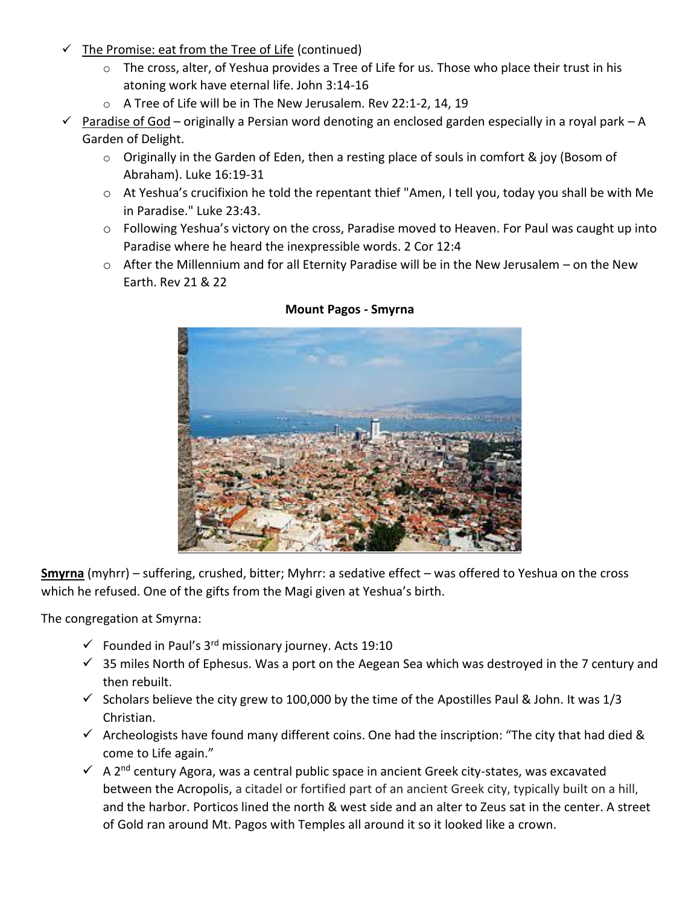- ✓ <u>The Promise: eat from the Tree of Life</u> (continued)
    - The cross, alter, of Yeshua provides a Tree of Life for us. Those who place their trust in his atoning work have eternal life. John 3:14-16
    - A Tree of Life will be in The New Jerusalem. Rev 22:1-2, 14, 19
- ✓ <u>Paradise of God</u> – originally a Persian word denoting an enclosed garden especially in a royal park – A Garden of Delight.
    - Originally in the Garden of Eden, then a resting place of souls in comfort & joy (Bosom of Abraham). Luke 16:19-31
    - At Yeshua's crucifixion he told the repentant thief "Amen, I tell you, today you shall be with Me in Paradise." Luke 23:43.
    - Following Yeshua's victory on the cross, Paradise moved to Heaven. For Paul was caught up into Paradise where he heard the inexpressible words. 2 Cor 12:4
    - After the Millennium and for all Eternity Paradise will be in the New Jerusalem – on the New Earth. Rev 21 & 22

**Mount Pagos - Smyrna**

**<u>Smyrna</u>** (myhrr) – suffering, crushed, bitter; Myhrr: a sedative effect – was offered to Yeshua on the cross which he refused. One of the gifts from the Magi given at Yeshua's birth.

The congregation at Smyrna:

- ✓ Founded in Paul's 3rd missionary journey. Acts 19:10
- ✓ 35 miles North of Ephesus. Was a port on the Aegean Sea which was destroyed in the 7 century and then rebuilt.
- ✓ Scholars believe the city grew to 100,000 by the time of the Apostilles Paul & John. It was 1/3 Christian.
- ✓ Archeologists have found many different coins. One had the inscription: "The city that had died & come to Life again."
- ✓ A 2nd century Agora, was a central public space in ancient Greek city-states, was excavated between the Acropolis, a citadel or fortified part of an ancient Greek city, typically built on a hill, and the harbor. Porticos lined the north & west side and an alter to Zeus sat in the center. A street of Gold ran around Mt. Pagos with Temples all around it so it looked like a crown.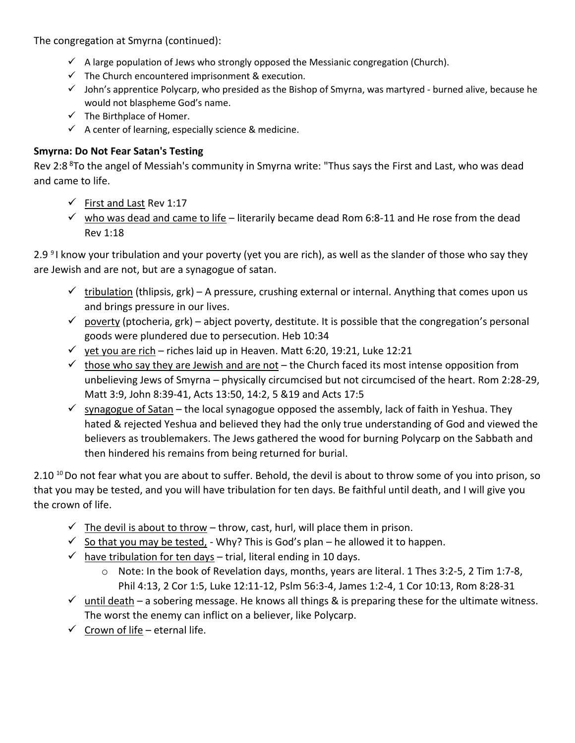The congregation at Smyrna (continued):

- ✓ A large population of Jews who strongly opposed the Messianic congregation (Church).
- ✓ The Church encountered imprisonment & execution.
- ✓ John's apprentice Polycarp, who presided as the Bishop of Smyrna, was martyred - burned alive, because he would not blaspheme God's name.
- ✓ The Birthplace of Homer.
- ✓ A center of learning, especially science & medicine.

**Smyrna: Do Not Fear Satan's Testing**

Rev 2:8 [8]To the angel of Messiah's community in Smyrna write: "Thus says the First and Last, who was dead and came to life.

- ✓ First and Last Rev 1:17
- ✓ who was dead and came to life – literarily became dead Rom 6:8-11 and He rose from the dead Rev 1:18

2.9 [9] I know your tribulation and your poverty (yet you are rich), as well as the slander of those who say they are Jewish and are not, but are a synagogue of satan.

- ✓ tribulation (thlipsis, grk) – A pressure, crushing external or internal. Anything that comes upon us and brings pressure in our lives.
- ✓ poverty (ptocheria, grk) – abject poverty, destitute. It is possible that the congregation's personal goods were plundered due to persecution. Heb 10:34
- ✓ yet you are rich – riches laid up in Heaven. Matt 6:20, 19:21, Luke 12:21
- ✓ those who say they are Jewish and are not – the Church faced its most intense opposition from unbelieving Jews of Smyrna – physically circumcised but not circumcised of the heart. Rom 2:28-29, Matt 3:9, John 8:39-41, Acts 13:50, 14:2, 5 &19 and Acts 17:5
- ✓ synagogue of Satan – the local synagogue opposed the assembly, lack of faith in Yeshua. They hated & rejected Yeshua and believed they had the only true understanding of God and viewed the believers as troublemakers. The Jews gathered the wood for burning Polycarp on the Sabbath and then hindered his remains from being returned for burial.

2.10 [10] Do not fear what you are about to suffer. Behold, the devil is about to throw some of you into prison, so that you may be tested, and you will have tribulation for ten days. Be faithful until death, and I will give you the crown of life.

- ✓ The devil is about to throw – throw, cast, hurl, will place them in prison.
- ✓ So that you may be tested, - Why? This is God's plan – he allowed it to happen.
- ✓ have tribulation for ten days – trial, literal ending in 10 days.
  - Note: In the book of Revelation days, months, years are literal. 1 Thes 3:2-5, 2 Tim 1:7-8, Phil 4:13, 2 Cor 1:5, Luke 12:11-12, Pslm 56:3-4, James 1:2-4, 1 Cor 10:13, Rom 8:28-31
- ✓ until death – a sobering message. He knows all things & is preparing these for the ultimate witness. The worst the enemy can inflict on a believer, like Polycarp.
- ✓ Crown of life – eternal life.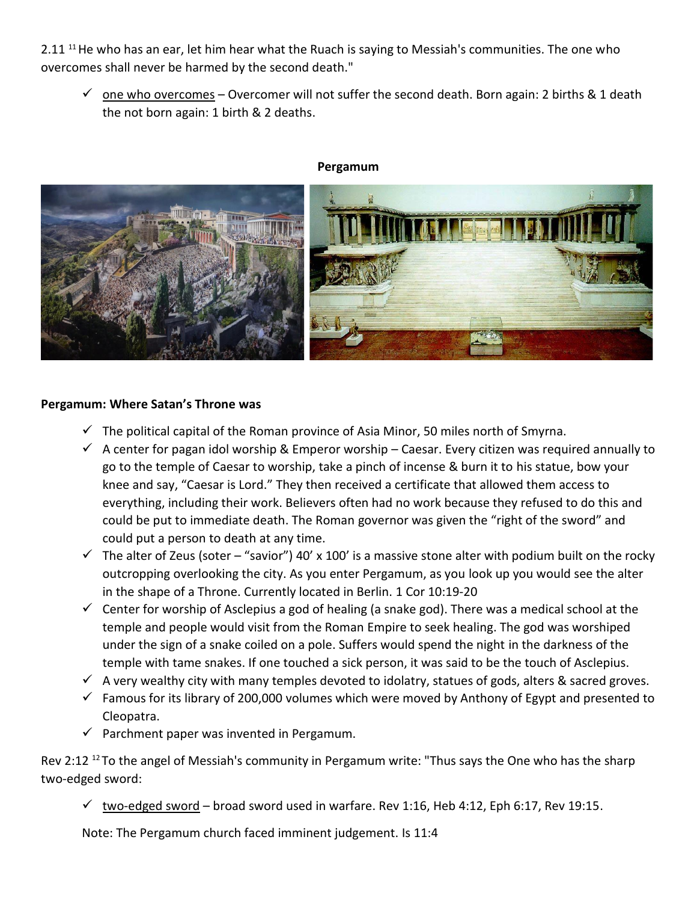2.11 [11] He who has an ear, let him hear what the Ruach is saying to Messiah's communities. The one who overcomes shall never be harmed by the second death."

- ✓ one who overcomes – Overcomer will not suffer the second death. Born again: 2 births & 1 death the not born again: 1 birth & 2 deaths.

**Pergamum**

**Pergamum: Where Satan's Throne was**

- ✓ The political capital of the Roman province of Asia Minor, 50 miles north of Smyrna.
- ✓ A center for pagan idol worship & Emperor worship – Caesar. Every citizen was required annually to go to the temple of Caesar to worship, take a pinch of incense & burn it to his statue, bow your knee and say, "Caesar is Lord." They then received a certificate that allowed them access to everything, including their work. Believers often had no work because they refused to do this and could be put to immediate death. The Roman governor was given the "right of the sword" and could put a person to death at any time.
- ✓ The alter of Zeus (soter – "savior") 40' x 100' is a massive stone alter with podium built on the rocky outcropping overlooking the city. As you enter Pergamum, as you look up you would see the alter in the shape of a Throne. Currently located in Berlin. 1 Cor 10:19-20
- ✓ Center for worship of Asclepius a god of healing (a snake god). There was a medical school at the temple and people would visit from the Roman Empire to seek healing. The god was worshiped under the sign of a snake coiled on a pole. Suffers would spend the night in the darkness of the temple with tame snakes. If one touched a sick person, it was said to be the touch of Asclepius.
- ✓ A very wealthy city with many temples devoted to idolatry, statues of gods, alters & sacred groves.
- ✓ Famous for its library of 200,000 volumes which were moved by Anthony of Egypt and presented to Cleopatra.
- ✓ Parchment paper was invented in Pergamum.

Rev 2:12 [12] To the angel of Messiah's community in Pergamum write: "Thus says the One who has the sharp two-edged sword:

- ✓ two-edged sword – broad sword used in warfare. Rev 1:16, Heb 4:12, Eph 6:17, Rev 19:15.

Note: The Pergamum church faced imminent judgement. Is 11:4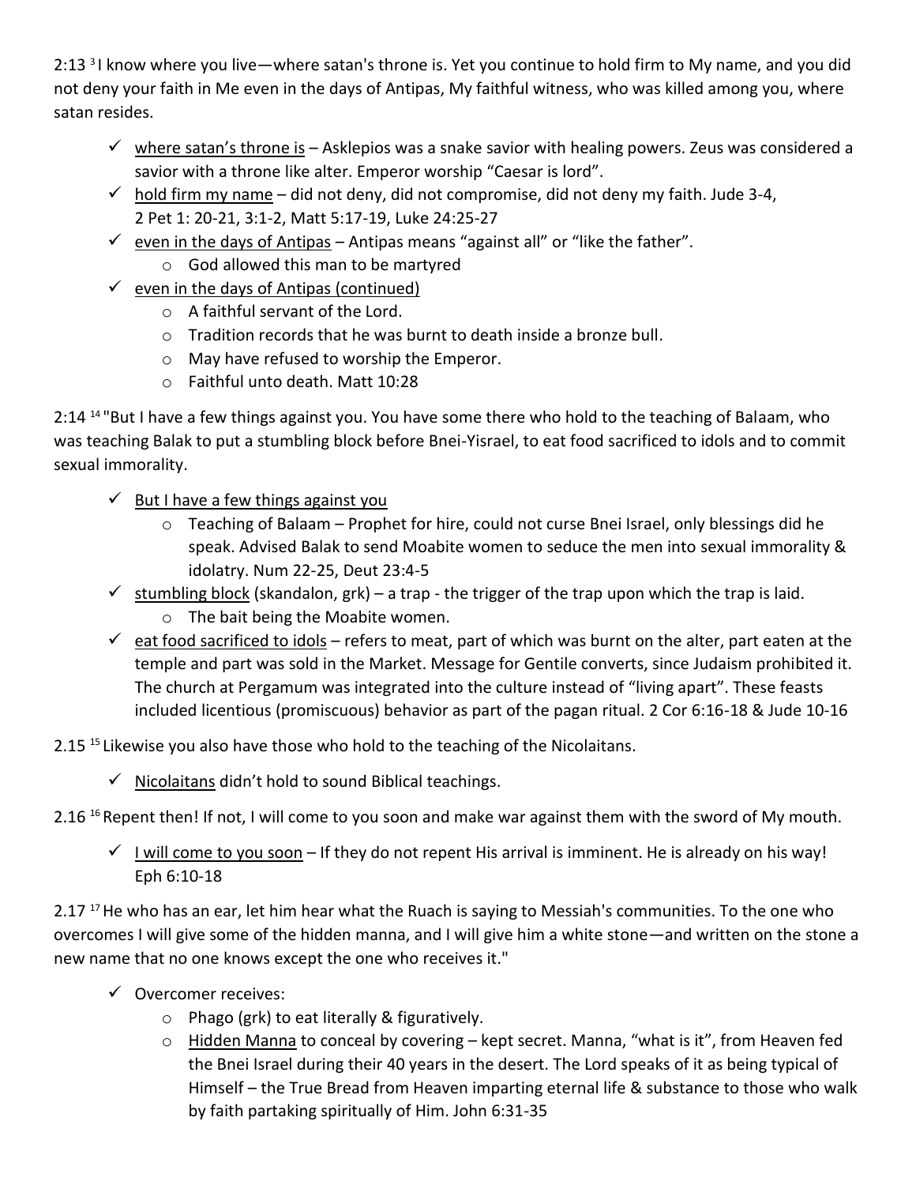2:13 [3] I know where you live—where satan's throne is. Yet you continue to hold firm to My name, and you did not deny your faith in Me even in the days of Antipas, My faithful witness, who was killed among you, where satan resides.

- ✓ <u>where satan's throne is</u> – Asklepios was a snake savior with healing powers. Zeus was considered a savior with a throne like alter. Emperor worship "Caesar is lord".
- ✓ <u>hold firm my name</u> – did not deny, did not compromise, did not deny my faith. Jude 3-4, 2 Pet 1: 20-21, 3:1-2, Matt 5:17-19, Luke 24:25-27
- ✓ <u>even in the days of Antipas</u> – Antipas means "against all" or "like the father".
  - God allowed this man to be martyred
- ✓ <u>even in the days of Antipas (continued)</u>
  - A faithful servant of the Lord.
  - Tradition records that he was burnt to death inside a bronze bull.
  - May have refused to worship the Emperor.
  - Faithful unto death. Matt 10:28

2:14 [14] "But I have a few things against you. You have some there who hold to the teaching of Balaam, who was teaching Balak to put a stumbling block before Bnei-Yisrael, to eat food sacrificed to idols and to commit sexual immorality.

- ✓ <u>But I have a few things against you</u>
  - Teaching of Balaam – Prophet for hire, could not curse Bnei Israel, only blessings did he speak. Advised Balak to send Moabite women to seduce the men into sexual immorality & idolatry. Num 22-25, Deut 23:4-5
- ✓ <u>stumbling block</u> (skandalon, grk) – a trap - the trigger of the trap upon which the trap is laid.
  - The bait being the Moabite women.
- ✓ <u>eat food sacrificed to idols</u> – refers to meat, part of which was burnt on the alter, part eaten at the temple and part was sold in the Market. Message for Gentile converts, since Judaism prohibited it. The church at Pergamum was integrated into the culture instead of "living apart". These feasts included licentious (promiscuous) behavior as part of the pagan ritual. 2 Cor 6:16-18 & Jude 10-16

2.15 [15] Likewise you also have those who hold to the teaching of the Nicolaitans.

- ✓ <u>Nicolaitans</u> didn't hold to sound Biblical teachings.

2.16 [16] Repent then! If not, I will come to you soon and make war against them with the sword of My mouth.

- ✓ <u>I will come to you soon</u> – If they do not repent His arrival is imminent. He is already on his way! Eph 6:10-18

2.17 [17] He who has an ear, let him hear what the Ruach is saying to Messiah's communities. To the one who overcomes I will give some of the hidden manna, and I will give him a white stone—and written on the stone a new name that no one knows except the one who receives it."

- ✓ Overcomer receives:
  - Phago (grk) to eat literally & figuratively.
  - <u>Hidden Manna</u> to conceal by covering – kept secret. Manna, "what is it", from Heaven fed the Bnei Israel during their 40 years in the desert. The Lord speaks of it as being typical of Himself – the True Bread from Heaven imparting eternal life & substance to those who walk by faith partaking spiritually of Him. John 6:31-35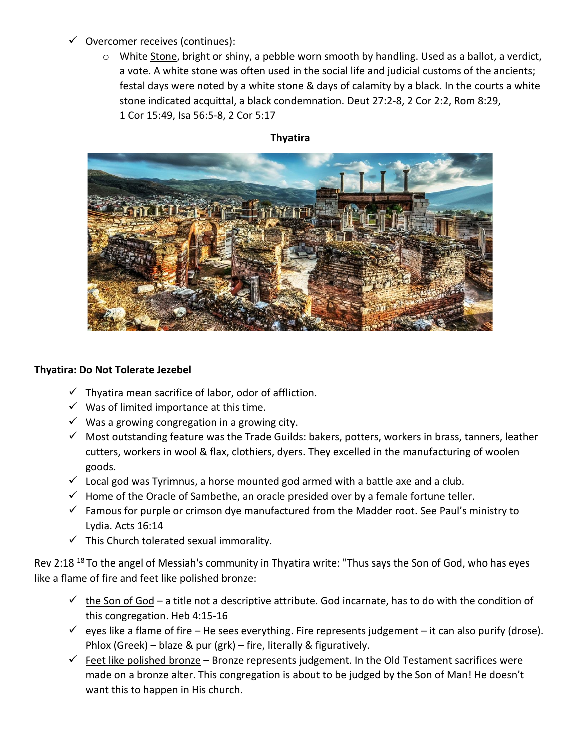- Overcomer receives (continues):
  - White Stone, bright or shiny, a pebble worn smooth by handling. Used as a ballot, a verdict, a vote. A white stone was often used in the social life and judicial customs of the ancients; festal days were noted by a white stone & days of calamity by a black. In the courts a white stone indicated acquittal, a black condemnation. Deut 27:2-8, 2 Cor 2:2, Rom 8:29, 1 Cor 15:49, Isa 56:5-8, 2 Cor 5:17

**Thyatira**

**Thyatira: Do Not Tolerate Jezebel**

- Thyatira mean sacrifice of labor, odor of affliction.
- Was of limited importance at this time.
- Was a growing congregation in a growing city.
- Most outstanding feature was the Trade Guilds: bakers, potters, workers in brass, tanners, leather cutters, workers in wool & flax, clothiers, dyers. They excelled in the manufacturing of woolen goods.
- Local god was Tyrimnus, a horse mounted god armed with a battle axe and a club.
- Home of the Oracle of Sambethe, an oracle presided over by a female fortune teller.
- Famous for purple or crimson dye manufactured from the Madder root. See Paul's ministry to Lydia. Acts 16:14
- This Church tolerated sexual immorality.

Rev 2:18 [18] To the angel of Messiah's community in Thyatira write: "Thus says the Son of God, who has eyes like a flame of fire and feet like polished bronze:

- the Son of God – a title not a descriptive attribute. God incarnate, has to do with the condition of this congregation. Heb 4:15-16
- eyes like a flame of fire – He sees everything. Fire represents judgement – it can also purify (drose). Phlox (Greek) – blaze & pur (grk) – fire, literally & figuratively.
- Feet like polished bronze – Bronze represents judgement. In the Old Testament sacrifices were made on a bronze alter. This congregation is about to be judged by the Son of Man! He doesn't want this to happen in His church.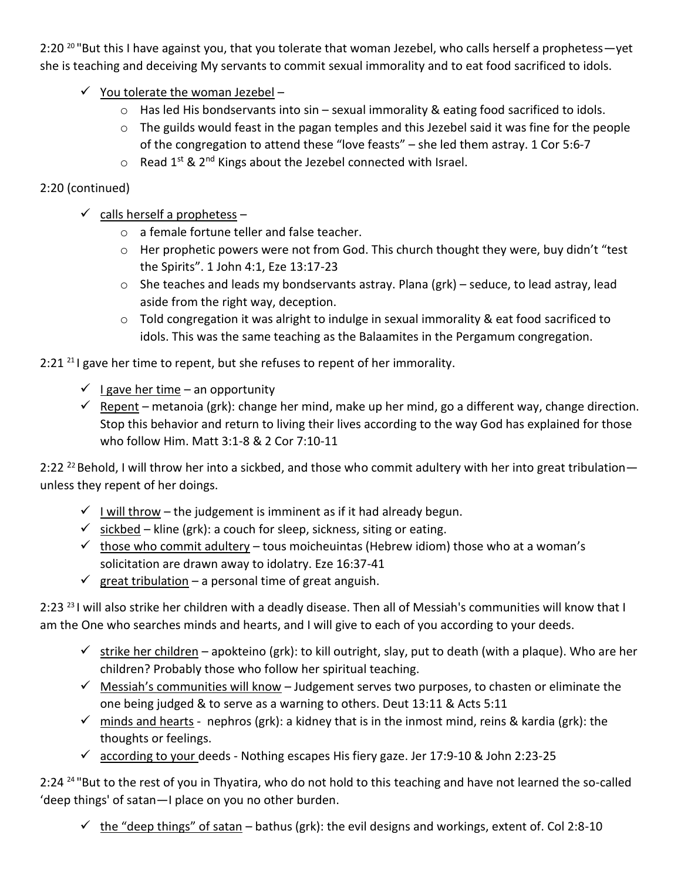2:20 [20] "But this I have against you, that you tolerate that woman Jezebel, who calls herself a prophetess—yet she is teaching and deceiving My servants to commit sexual immorality and to eat food sacrificed to idols.

- ✓ <u>You tolerate the woman Jezebel</u> –
  - Has led His bondservants into sin – sexual immorality & eating food sacrificed to idols.
  - The guilds would feast in the pagan temples and this Jezebel said it was fine for the people of the congregation to attend these "love feasts" – she led them astray. 1 Cor 5:6-7
  - Read 1st & 2nd Kings about the Jezebel connected with Israel.

2:20 (continued)

- ✓ <u>calls herself a prophetess</u> –
  - a female fortune teller and false teacher.
  - Her prophetic powers were not from God. This church thought they were, buy didn't "test the Spirits". 1 John 4:1, Eze 13:17-23
  - She teaches and leads my bondservants astray. Plana (grk) – seduce, to lead astray, lead aside from the right way, deception.
  - Told congregation it was alright to indulge in sexual immorality & eat food sacrificed to idols. This was the same teaching as the Balaamites in the Pergamum congregation.

2:21 [21] I gave her time to repent, but she refuses to repent of her immorality.

- ✓ <u>I gave her time</u> – an opportunity
- ✓ <u>Repent</u> – metanoia (grk): change her mind, make up her mind, go a different way, change direction. Stop this behavior and return to living their lives according to the way God has explained for those who follow Him. Matt 3:1-8 & 2 Cor 7:10-11

2:22 [22] Behold, I will throw her into a sickbed, and those who commit adultery with her into great tribulation—unless they repent of her doings.

- ✓ <u>I will throw</u> – the judgement is imminent as if it had already begun.
- ✓ <u>sickbed</u> – kline (grk): a couch for sleep, sickness, siting or eating.
- ✓ <u>those who commit adultery</u> – tous moicheuintas (Hebrew idiom) those who at a woman's solicitation are drawn away to idolatry. Eze 16:37-41
- ✓ <u>great tribulation</u> – a personal time of great anguish.

2:23 [23] I will also strike her children with a deadly disease. Then all of Messiah's communities will know that I am the One who searches minds and hearts, and I will give to each of you according to your deeds.

- ✓ <u>strike her children</u> – apokteino (grk): to kill outright, slay, put to death (with a plaque). Who are her children? Probably those who follow her spiritual teaching.
- ✓ <u>Messiah's communities will know</u> – Judgement serves two purposes, to chasten or eliminate the one being judged & to serve as a warning to others. Deut 13:11 & Acts 5:11
- ✓ <u>minds and hearts</u> - nephros (grk): a kidney that is in the inmost mind, reins & kardia (grk): the thoughts or feelings.
- ✓ <u>according to your</u> deeds - Nothing escapes His fiery gaze. Jer 17:9-10 & John 2:23-25

2:24 [24] "But to the rest of you in Thyatira, who do not hold to this teaching and have not learned the so-called 'deep things' of satan—I place on you no other burden.

- ✓ <u>the "deep things" of satan</u> – bathus (grk): the evil designs and workings, extent of. Col 2:8-10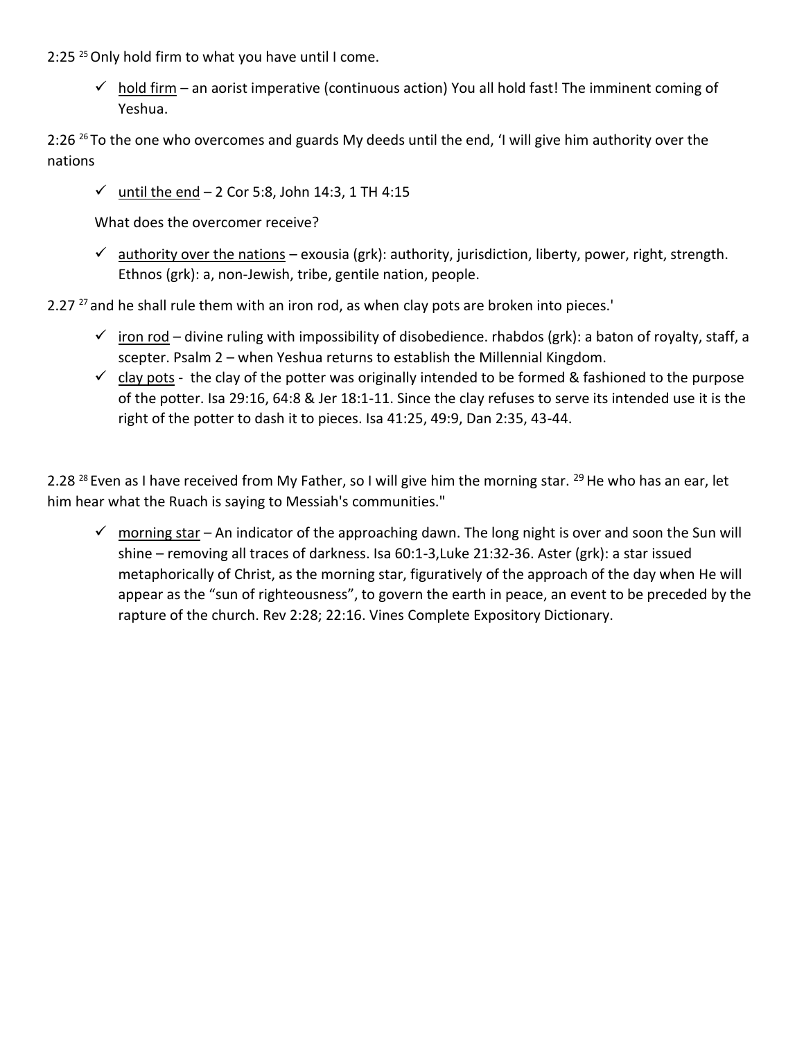2:25 [25] Only hold firm to what you have until I come.

- ✓ hold firm – an aorist imperative (continuous action) You all hold fast! The imminent coming of Yeshua.

2:26 [26] To the one who overcomes and guards My deeds until the end, 'I will give him authority over the nations

- ✓ until the end – 2 Cor 5:8, John 14:3, 1 TH 4:15

What does the overcomer receive?

- ✓ authority over the nations – exousia (grk): authority, jurisdiction, liberty, power, right, strength. Ethnos (grk): a, non-Jewish, tribe, gentile nation, people.

2.27 [27] and he shall rule them with an iron rod, as when clay pots are broken into pieces.'

- ✓ iron rod – divine ruling with impossibility of disobedience. rhabdos (grk): a baton of royalty, staff, a scepter. Psalm 2 – when Yeshua returns to establish the Millennial Kingdom.
- ✓ clay pots - the clay of the potter was originally intended to be formed & fashioned to the purpose of the potter. Isa 29:16, 64:8 & Jer 18:1-11. Since the clay refuses to serve its intended use it is the right of the potter to dash it to pieces. Isa 41:25, 49:9, Dan 2:35, 43-44.

2.28 [28] Even as I have received from My Father, so I will give him the morning star. [29] He who has an ear, let him hear what the Ruach is saying to Messiah's communities."

- ✓ morning star – An indicator of the approaching dawn. The long night is over and soon the Sun will shine – removing all traces of darkness. Isa 60:1-3,Luke 21:32-36. Aster (grk): a star issued metaphorically of Christ, as the morning star, figuratively of the approach of the day when He will appear as the "sun of righteousness", to govern the earth in peace, an event to be preceded by the rapture of the church. Rev 2:28; 22:16. Vines Complete Expository Dictionary.